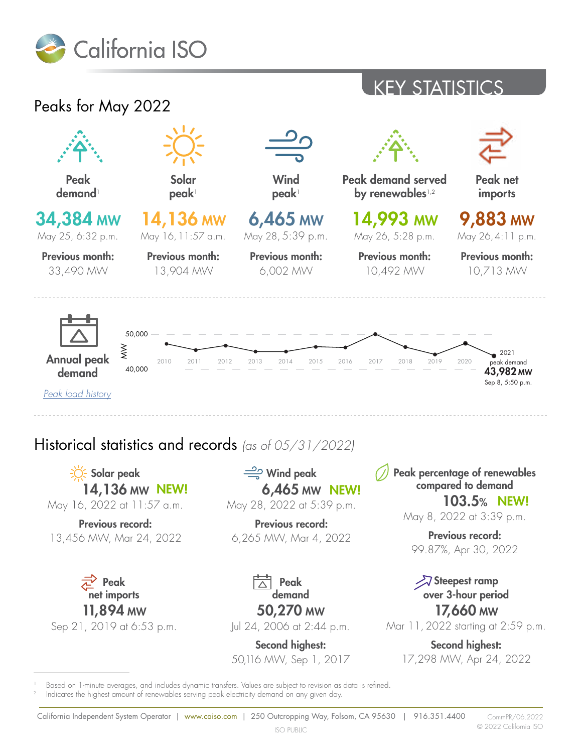# California ISO

## KEY STATISTICS

## Peaks for May 2022

| Peak demand[1] | Solar peak[1] | Wind peak[1] | Peak demand served by renewables[1,2] | Peak net imports |
|---|---|---|---|---|
| **34,384 MW** | **14,136 MW** | **6,465 MW** | **14,993 MW** | **9,883 MW** |
| May 25, 6:32 p.m. | May 16, 11:57 a.m. | May 28, 5:39 p.m. | May 26, 5:28 p.m. | May 26, 4:11 p.m. |
| **Previous month:** 33,490 MW | **Previous month:** 13,904 MW | **Previous month:** 6,002 MW | **Previous month:** 10,492 MW | **Previous month:** 10,713 MW |

### Annual peak demand

MW: 40,000 – 50,000; years 2010–2020

2021 peak demand **43,982 MW**
Sep 8, 5:50 p.m.

*Peak load history*

## Historical statistics and records *(as of 05/31/2022)*

**Solar peak**
**14,136 MW NEW!**
May 16, 2022 at 11:57 a.m.
**Previous record:**
13,456 MW, Mar 24, 2022

**Wind peak**
**6,465 MW NEW!**
May 28, 2022 at 5:39 p.m.
**Previous record:**
6,265 MW, Mar 4, 2022

**Peak percentage of renewables compared to demand**
**103.5% NEW!**
May 8, 2022 at 3:39 p.m.
**Previous record:**
99.87%, Apr 30, 2022

**Peak net imports**
**11,894 MW**
Sep 21, 2019 at 6:53 p.m.

**Peak demand**
**50,270 MW**
Jul 24, 2006 at 2:44 p.m.
**Second highest:**
50,116 MW, Sep 1, 2017

**Steepest ramp over 3-hour period**
**17,660 MW**
Mar 11, 2022 starting at 2:59 p.m.
**Second highest:**
17,298 MW, Apr 24, 2022

[1] Based on 1-minute averages, and includes dynamic transfers. Values are subject to revision as data is refined.
[2] Indicates the highest amount of renewables serving peak electricity demand on any given day.

California Independent System Operator | www.caiso.com | 250 Outcropping Way, Folsom, CA 95630 | 916.351.4400

CommPR/06.2022
© 2022 California ISO

ISO PUBLIC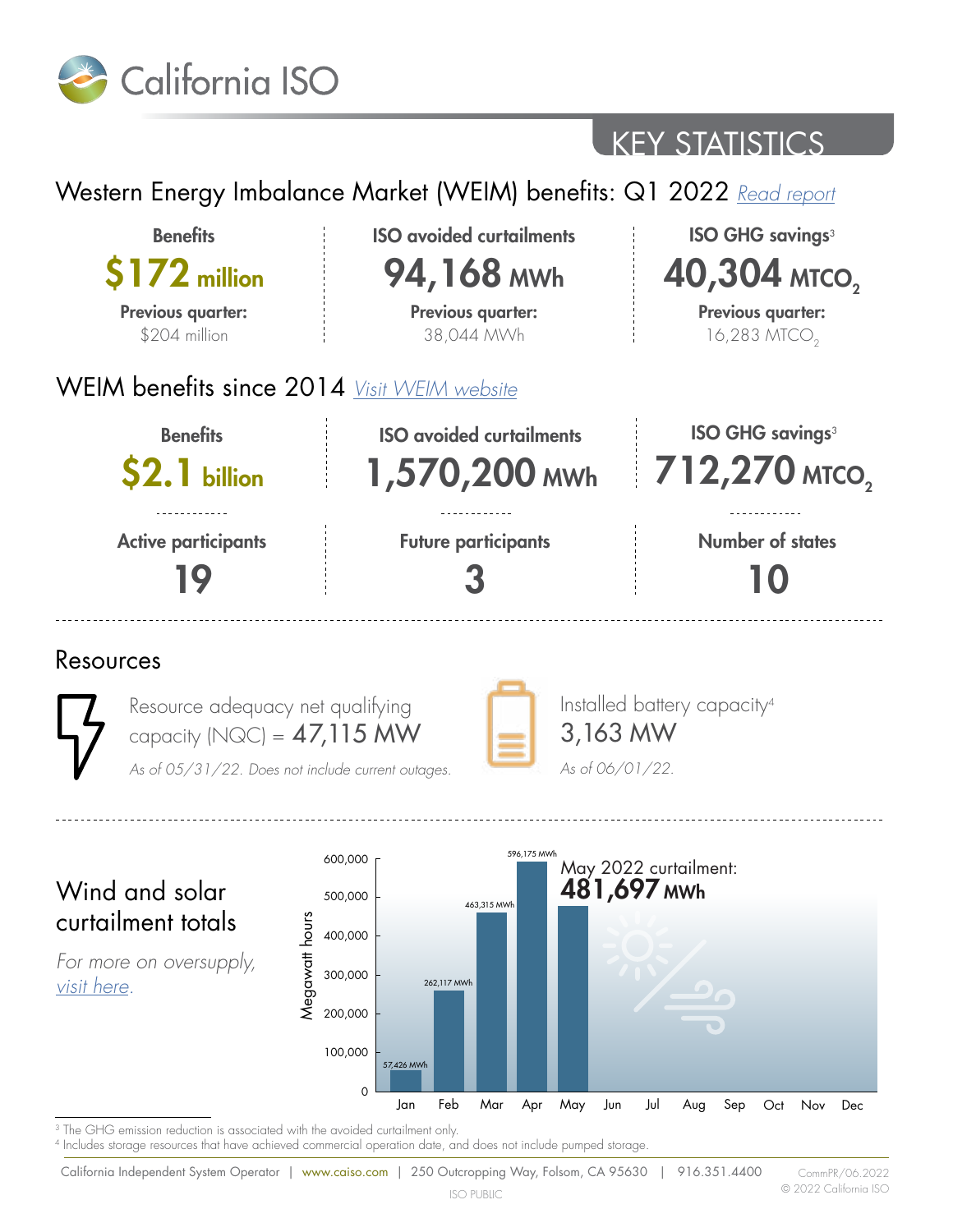California ISO

# KEY STATISTICS

## Western Energy Imbalance Market (WEIM) benefits: Q1 2022 *Read report*

| Benefits | ISO avoided curtailments | ISO GHG savings[3] |
|---|---|---|
| **\$172 million** | **94,168 MWh** | **40,304 $MTCO_2$** |
| **Previous quarter:** \$204 million | **Previous quarter:** 38,044 MWh | **Previous quarter:** 16,283 $MTCO_2$ |

## WEIM benefits since 2014 *Visit WEIM website*

| Benefits | ISO avoided curtailments | ISO GHG savings[3] |
|---|---|---|
| **\$2.1 billion** | **1,570,200 MWh** | **712,270 $MTCO_2$** |

| Active participants | Future participants | Number of states |
|---|---|---|
| **19** | **3** | **10** |

## Resources

Resource adequacy net qualifying capacity (NQC) = 47,115 MW

*As of 05/31/22. Does not include current outages.*

Installed battery capacity[4]
3,163 MW

*As of 06/01/22.*

## Wind and solar curtailment totals

*For more on oversupply, visit here.*

May 2022 curtailment: **481,697 MWh**

| Month | Megawatt hours |
|---|---|
| Jan | 57,426 MWh |
| Feb | 262,117 MWh |
| Mar | 463,315 MWh |
| Apr | 596,175 MWh |
| May | 481,697 MWh |
| Jun | |
| Jul | |
| Aug | |
| Sep | |
| Oct | |
| Nov | |
| Dec | |

[3] The GHG emission reduction is associated with the avoided curtailment only.
[4] Includes storage resources that have achieved commercial operation date, and does not include pumped storage.

California Independent System Operator | www.caiso.com | 250 Outcropping Way, Folsom, CA 95630 | 916.351.4400

CommPR/06.2022
© 2022 California ISO

ISO PUBLIC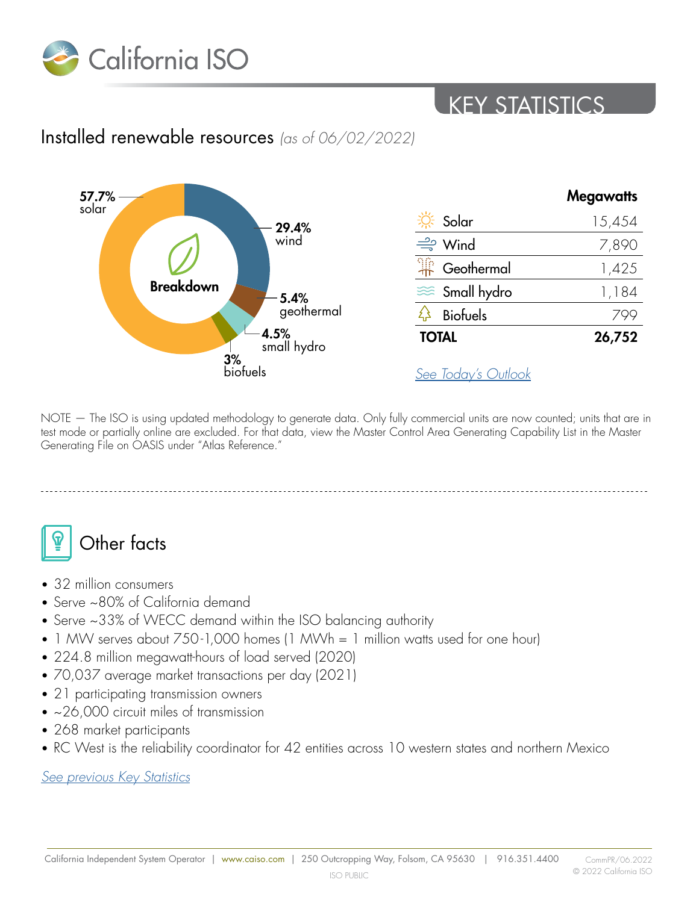California ISO

# KEY STATISTICS

## Installed renewable resources *(as of 06/02/2022)*

57.7% solar

29.4% wind

5.4% geothermal

4.5% small hydro

3% biofuels

Breakdown

| | Megawatts |
|---|---|
| Solar | 15,454 |
| Wind | 7,890 |
| Geothermal | 1,425 |
| Small hydro | 1,184 |
| Biofuels | 799 |
| **TOTAL** | **26,752** |

*See Today's Outlook*

NOTE — The ISO is using updated methodology to generate data. Only fully commercial units are now counted; units that are in test mode or partially online are excluded. For that data, view the Master Control Area Generating Capability List in the Master Generating File on OASIS under "Atlas Reference."

## Other facts

- 32 million consumers
- Serve ~80% of California demand
- Serve ~33% of WECC demand within the ISO balancing authority
- 1 MW serves about 750-1,000 homes (1 MWh = 1 million watts used for one hour)
- 224.8 million megawatt-hours of load served (2020)
- 70,037 average market transactions per day (2021)
- 21 participating transmission owners
- ~26,000 circuit miles of transmission
- 268 market participants
- RC West is the reliability coordinator for 42 entities across 10 western states and northern Mexico

*See previous Key Statistics*

California Independent System Operator | www.caiso.com | 250 Outcropping Way, Folsom, CA 95630 | 916.351.4400

CommPR/06.2022
© 2022 California ISO

ISO PUBLIC